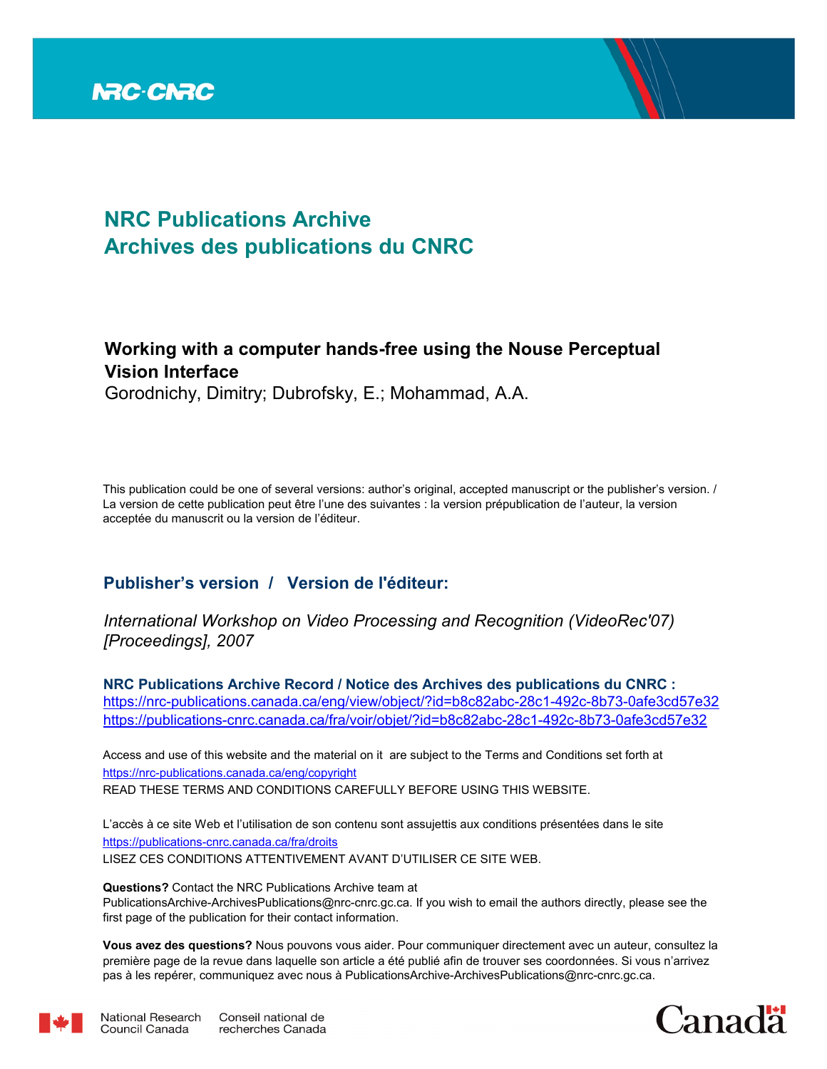NRC-CNRC

# NRC Publications Archive
# Archives des publications du CNRC

**Working with a computer hands-free using the Nouse Perceptual Vision Interface**

Gorodnichy, Dimitry; Dubrofsky, E.; Mohammad, A.A.

This publication could be one of several versions: author's original, accepted manuscript or the publisher's version. / La version de cette publication peut être l'une des suivantes : la version prépublication de l'auteur, la version acceptée du manuscrit ou la version de l'éditeur.

## Publisher's version / Version de l'éditeur:

*International Workshop on Video Processing and Recognition (VideoRec'07) [Proceedings], 2007*

**NRC Publications Archive Record / Notice des Archives des publications du CNRC :**
https://nrc-publications.canada.ca/eng/view/object/?id=b8c82abc-28c1-492c-8b73-0afe3cd57e32
https://publications-cnrc.canada.ca/fra/voir/objet/?id=b8c82abc-28c1-492c-8b73-0afe3cd57e32

Access and use of this website and the material on it are subject to the Terms and Conditions set forth at
https://nrc-publications.canada.ca/eng/copyright
READ THESE TERMS AND CONDITIONS CAREFULLY BEFORE USING THIS WEBSITE.

L'accès à ce site Web et l'utilisation de son contenu sont assujettis aux conditions présentées dans le site
https://publications-cnrc.canada.ca/fra/droits
LISEZ CES CONDITIONS ATTENTIVEMENT AVANT D'UTILISER CE SITE WEB.

**Questions?** Contact the NRC Publications Archive team at
PublicationsArchive-ArchivesPublications@nrc-cnrc.gc.ca. If you wish to email the authors directly, please see the first page of the publication for their contact information.

**Vous avez des questions?** Nous pouvons vous aider. Pour communiquer directement avec un auteur, consultez la première page de la revue dans laquelle son article a été publié afin de trouver ses coordonnées. Si vous n'arrivez pas à les repérer, communiquez avec nous à PublicationsArchive-ArchivesPublications@nrc-cnrc.gc.ca.

National Research Council Canada | Conseil national de recherches Canada

Canada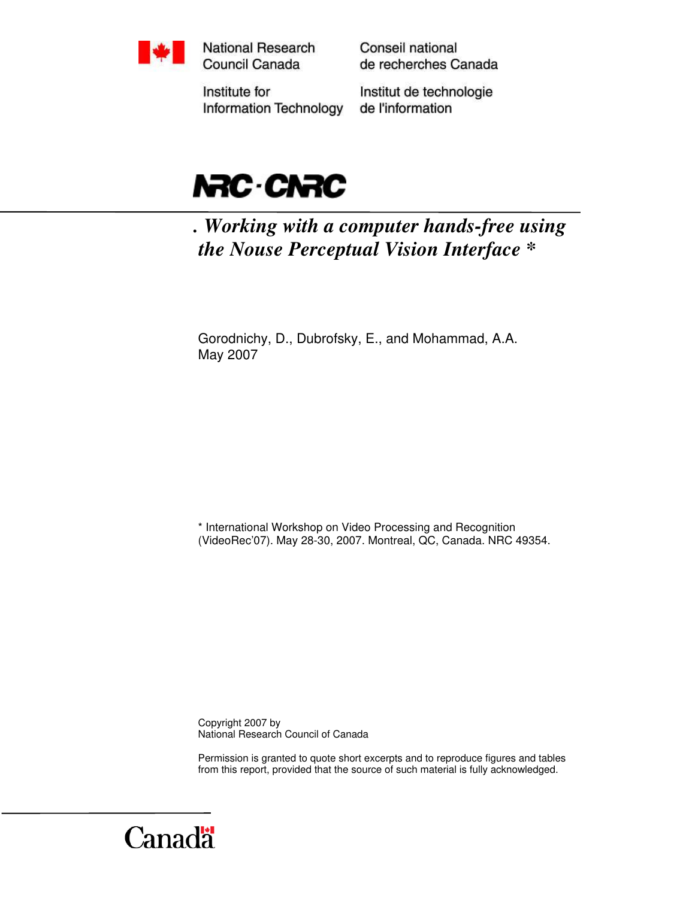National Research Council Canada

Institute for Information Technology

Conseil national de recherches Canada

Institut de technologie de l'information

NRC-CNRC

# *. Working with a computer hands-free using the Nouse Perceptual Vision Interface* *

Gorodnichy, D., Dubrofsky, E., and Mohammad, A.A.
May 2007

* International Workshop on Video Processing and Recognition (VideoRec'07). May 28-30, 2007. Montreal, QC, Canada. NRC 49354.

Copyright 2007 by
National Research Council of Canada

Permission is granted to quote short excerpts and to reproduce figures and tables from this report, provided that the source of such material is fully acknowledged.

Canada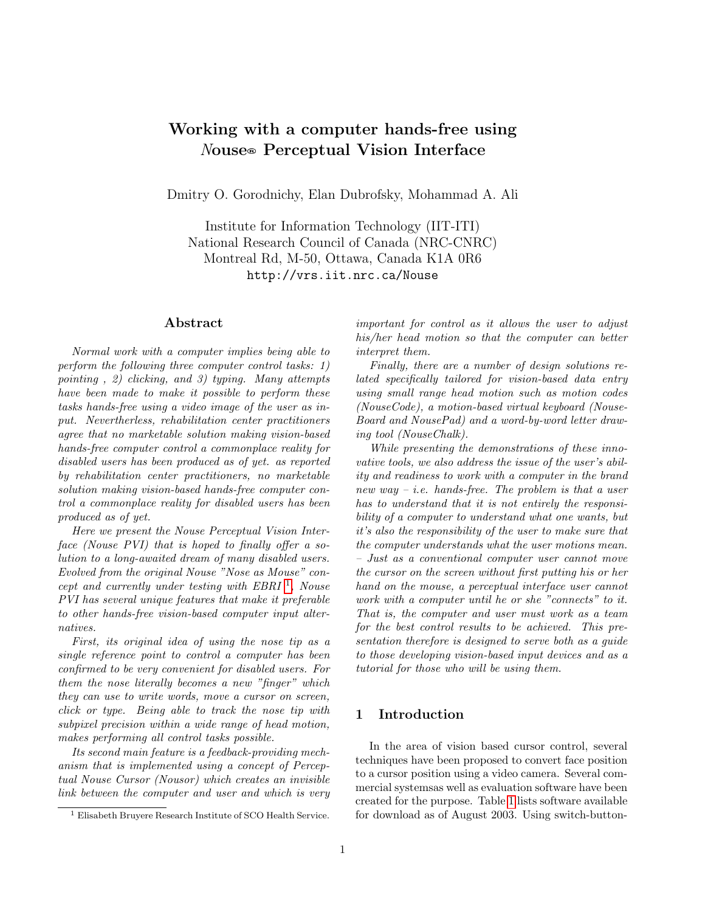# Working with a computer hands-free using *N*ouse® Perceptual Vision Interface

Dmitry O. Gorodnichy, Elan Dubrofsky, Mohammad A. Ali

Institute for Information Technology (IIT-ITI)
National Research Council of Canada (NRC-CNRC)
Montreal Rd, M-50, Ottawa, Canada K1A 0R6
http://vrs.iit.nrc.ca/Nouse

## Abstract

*Normal work with a computer implies being able to perform the following three computer control tasks: 1) pointing , 2) clicking, and 3) typing. Many attempts have been made to make it possible to perform these tasks hands-free using a video image of the user as input. Nevertheless, rehabilitation center practitioners agree that no marketable solution making vision-based hands-free computer control a commonplace reality for disabled users has been produced as of yet. as reported by rehabilitation center practitioners, no marketable solution making vision-based hands-free computer control a commonplace reality for disabled users has been produced as of yet.*

*Here we present the Nouse Perceptual Vision Interface (Nouse PVI) that is hoped to finally offer a solution to a long-awaited dream of many disabled users. Evolved from the original Nouse "Nose as Mouse" concept and currently under testing with EBRI [1], Nouse PVI has several unique features that make it preferable to other hands-free vision-based computer input alternatives.*

*First, its original idea of using the nose tip as a single reference point to control a computer has been confirmed to be very convenient for disabled users. For them the nose literally becomes a new "finger" which they can use to write words, move a cursor on screen, click or type. Being able to track the nose tip with subpixel precision within a wide range of head motion, makes performing all control tasks possible.*

*Its second main feature is a feedback-providing mechanism that is implemented using a concept of Perceptual Nouse Cursor (Nousor) which creates an invisible link between the computer and user and which is very important for control as it allows the user to adjust his/her head motion so that the computer can better interpret them.*

*Finally, there are a number of design solutions related specifically tailored for vision-based data entry using small range head motion such as motion codes (NouseCode), a motion-based virtual keyboard (NouseBoard and NousePad) and a word-by-word letter drawing tool (NouseChalk).*

*While presenting the demonstrations of these innovative tools, we also address the issue of the user's ability and readiness to work with a computer in the brand new way – i.e. hands-free. The problem is that a user has to understand that it is not entirely the responsibility of a computer to understand what one wants, but it's also the responsibility of the user to make sure that the computer understands what the user motions mean. – Just as a conventional computer user cannot move the cursor on the screen without first putting his or her hand on the mouse, a perceptual interface user cannot work with a computer until he or she "connects" to it. That is, the computer and user must work as a team for the best control results to be achieved. This presentation therefore is designed to serve both as a guide to those developing vision-based input devices and as a tutorial for those who will be using them.*

## 1 Introduction

In the area of vision based cursor control, several techniques have been proposed to convert face position to a cursor position using a video camera. Several commercial systemsas well as evaluation software have been created for the purpose. Table 1 lists software available for download as of August 2003. Using switch-button-

[1] Elisabeth Bruyere Research Institute of SCO Health Service.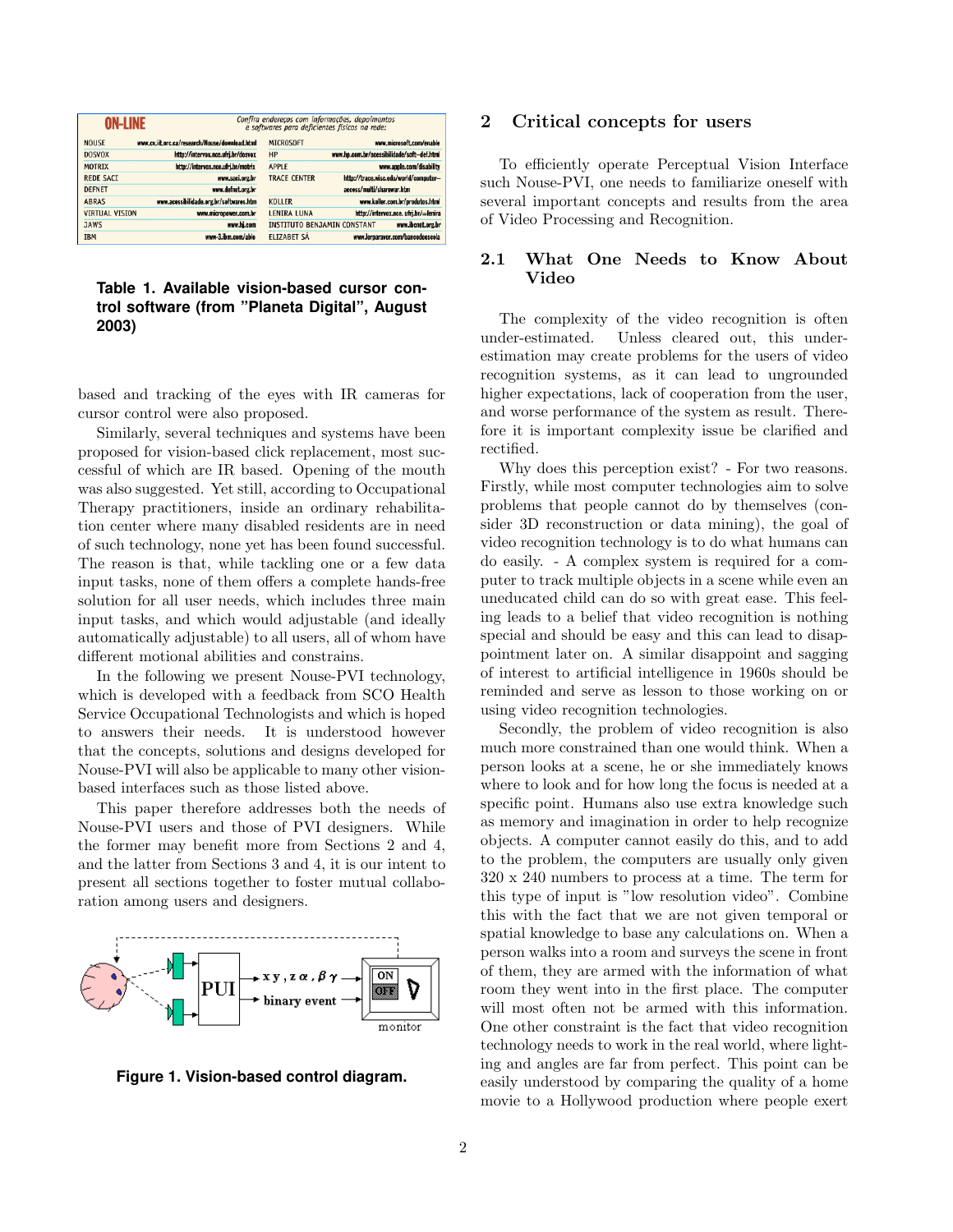| ON-LINE | | Confira endereços com informações, depoimentos e softwares para deficientes físicos na rede: | |
|---|---|---|---|
| NOUSE | www.cv.iit.nrc.ca/research/Nouse/download.html | MICROSOFT | www.microsoft.com/enable |
| DOSVOX | http://intervox.nce.ufrj.br/dosvox | HP | www.hp.com.br/acessibilidade/soft-def.html |
| MOTRIX | http://intervox.nce.ufrj.br/motrix | APPLE | www.apple.com/disability |
| REDE SACI | www.saci.org.br | TRACE CENTER | http://trace.wisc.edu/world/computer-access/multi/sharewar.htm |
| DEFNET | www.defnet.org.br | | |
| ABRAS | www.acessibilidade.org.br/softwares.htm | KOLLER | www.koller.com.br/produtos.html |
| VIRTUAL VISION | www.micropower.com.br | LENIRA LUNA | http://intervox.nce.ufrj.br/~lenira |
| JAWS | www.bj.com | INSTITUTO BENJAMIN CONSTANT | www.ibcnet.org.br |
| IBM | www-3.ibm.com/able | ELIZABET SÁ | www.lerparaver.com/bancodeescola |

**Table 1. Available vision-based cursor control software (from "Planeta Digital", August 2003)**

based and tracking of the eyes with IR cameras for cursor control were also proposed.

Similarly, several techniques and systems have been proposed for vision-based click replacement, most successful of which are IR based. Opening of the mouth was also suggested. Yet still, according to Occupational Therapy practitioners, inside an ordinary rehabilitation center where many disabled residents are in need of such technology, none yet has been found successful. The reason is that, while tackling one or a few data input tasks, none of them offers a complete hands-free solution for all user needs, which includes three main input tasks, and which would adjustable (and ideally automatically adjustable) to all users, all of whom have different motional abilities and constrains.

In the following we present Nouse-PVI technology, which is developed with a feedback from SCO Health Service Occupational Technologists and which is hoped to answers their needs. It is understood however that the concepts, solutions and designs developed for Nouse-PVI will also be applicable to many other vision-based interfaces such as those listed above.

This paper therefore addresses both the needs of Nouse-PVI users and those of PVI designers. While the former may benefit more from Sections 2 and 4, and the latter from Sections 3 and 4, it is our intent to present all sections together to foster mutual collaboration among users and designers.

PUI

x y , z α , β γ

binary event

ON

OFF

monitor

**Figure 1. Vision-based control diagram.**

## 2 Critical concepts for users

To efficiently operate Perceptual Vision Interface such Nouse-PVI, one needs to familiarize oneself with several important concepts and results from the area of Video Processing and Recognition.

### 2.1 What One Needs to Know About Video

The complexity of the video recognition is often under-estimated. Unless cleared out, this under-estimation may create problems for the users of video recognition systems, as it can lead to ungrounded higher expectations, lack of cooperation from the user, and worse performance of the system as result. Therefore it is important complexity issue be clarified and rectified.

Why does this perception exist? - For two reasons. Firstly, while most computer technologies aim to solve problems that people cannot do by themselves (consider 3D reconstruction or data mining), the goal of video recognition technology is to do what humans can do easily. - A complex system is required for a computer to track multiple objects in a scene while even an uneducated child can do so with great ease. This feeling leads to a belief that video recognition is nothing special and should be easy and this can lead to disappointment later on. A similar disappoint and sagging of interest to artificial intelligence in 1960s should be reminded and serve as lesson to those working on or using video recognition technologies.

Secondly, the problem of video recognition is also much more constrained than one would think. When a person looks at a scene, he or she immediately knows where to look and for how long the focus is needed at a specific point. Humans also use extra knowledge such as memory and imagination in order to help recognize objects. A computer cannot easily do this, and to add to the problem, the computers are usually only given 320 x 240 numbers to process at a time. The term for this type of input is "low resolution video". Combine this with the fact that we are not given temporal or spatial knowledge to base any calculations on. When a person walks into a room and surveys the scene in front of them, they are armed with the information of what room they went into in the first place. The computer will most often not be armed with this information. One other constraint is the fact that video recognition technology needs to work in the real world, where lighting and angles are far from perfect. This point can be easily understood by comparing the quality of a home movie to a Hollywood production where people exert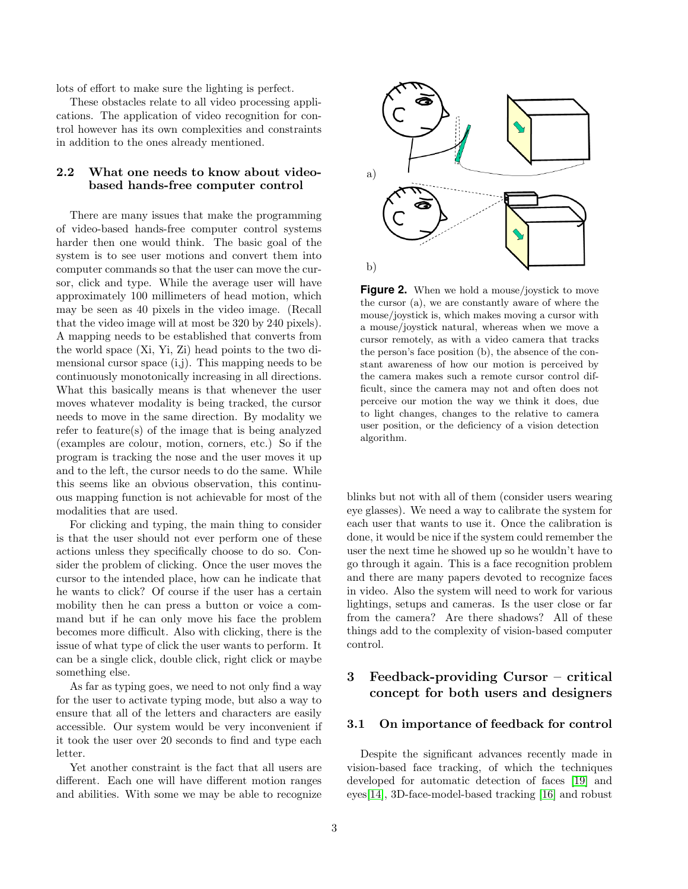lots of effort to make sure the lighting is perfect.

These obstacles relate to all video processing applications. The application of video recognition for control however has its own complexities and constraints in addition to the ones already mentioned.

### 2.2 What one needs to know about video-based hands-free computer control

There are many issues that make the programming of video-based hands-free computer control systems harder then one would think. The basic goal of the system is to see user motions and convert them into computer commands so that the user can move the cursor, click and type. While the average user will have approximately 100 millimeters of head motion, which may be seen as 40 pixels in the video image. (Recall that the video image will at most be 320 by 240 pixels). A mapping needs to be established that converts from the world space (Xi, Yi, Zi) head points to the two dimensional cursor space (i,j). This mapping needs to be continuously monotonically increasing in all directions. What this basically means is that whenever the user moves whatever modality is being tracked, the cursor needs to move in the same direction. By modality we refer to feature(s) of the image that is being analyzed (examples are colour, motion, corners, etc.) So if the program is tracking the nose and the user moves it up and to the left, the cursor needs to do the same. While this seems like an obvious observation, this continuous mapping function is not achievable for most of the modalities that are used.

For clicking and typing, the main thing to consider is that the user should not ever perform one of these actions unless they specifically choose to do so. Consider the problem of clicking. Once the user moves the cursor to the intended place, how can he indicate that he wants to click? Of course if the user has a certain mobility then he can press a button or voice a command but if he can only move his face the problem becomes more difficult. Also with clicking, there is the issue of what type of click the user wants to perform. It can be a single click, double click, right click or maybe something else.

As far as typing goes, we need to not only find a way for the user to activate typing mode, but also a way to ensure that all of the letters and characters are easily accessible. Our system would be very inconvenient if it took the user over 20 seconds to find and type each letter.

Yet another constraint is the fact that all users are different. Each one will have different motion ranges and abilities. With some we may be able to recognize blinks but not with all of them (consider users wearing eye glasses). We need a way to calibrate the system for each user that wants to use it. Once the calibration is done, it would be nice if the system could remember the user the next time he showed up so he wouldn't have to go through it again. This is a face recognition problem and there are many papers devoted to recognize faces in video. Also the system will need to work for various lightings, setups and cameras. Is the user close or far from the camera? Are there shadows? All of these things add to the complexity of vision-based computer control.

a)

b)

**Figure 2.** When we hold a mouse/joystick to move the cursor (a), we are constantly aware of where the mouse/joystick is, which makes moving a cursor with a mouse/joystick natural, whereas when we move a cursor remotely, as with a video camera that tracks the person's face position (b), the absence of the constant awareness of how our motion is perceived by the camera makes such a remote cursor control difficult, since the camera may not and often does not perceive our motion the way we think it does, due to light changes, changes to the relative to camera user position, or the deficiency of a vision detection algorithm.

## 3 Feedback-providing Cursor – critical concept for both users and designers

### 3.1 On importance of feedback for control

Despite the significant advances recently made in vision-based face tracking, of which the techniques developed for automatic detection of faces [19] and eyes[14], 3D-face-model-based tracking [16] and robust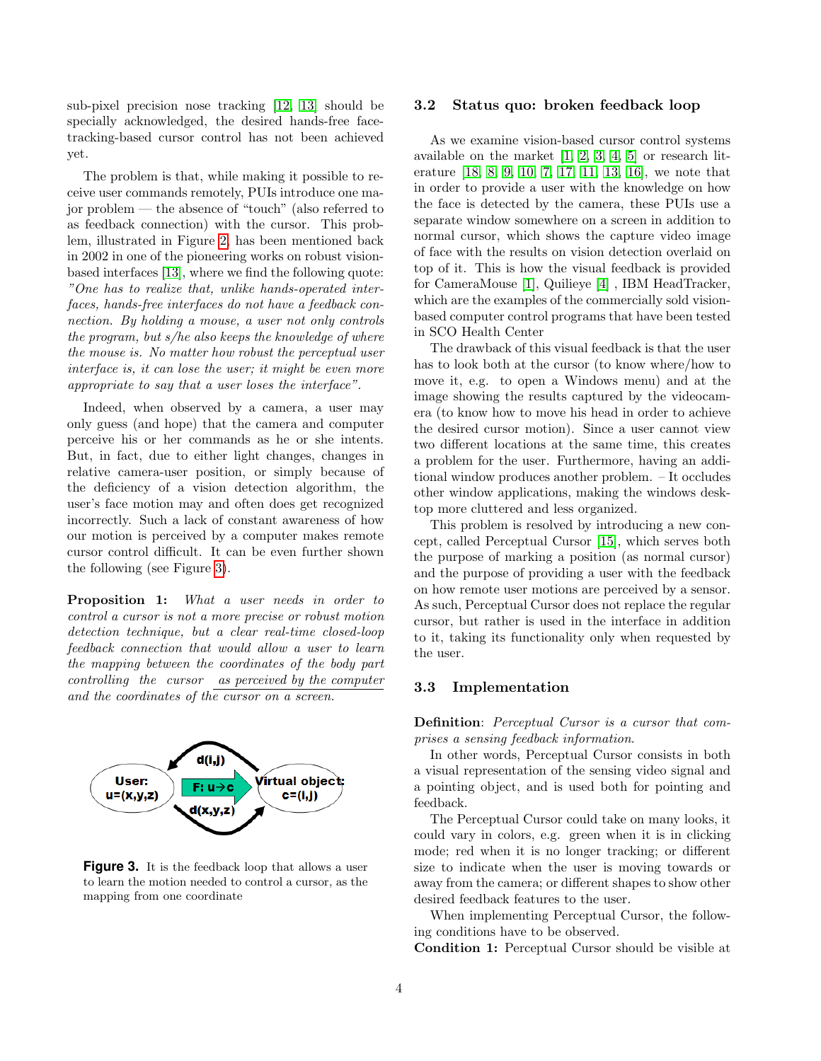sub-pixel precision nose tracking [12, 13] should be specially acknowledged, the desired hands-free face-tracking-based cursor control has not been achieved yet.

The problem is that, while making it possible to receive user commands remotely, PUIs introduce one major problem — the absence of "touch" (also referred to as feedback connection) with the cursor. This problem, illustrated in Figure 2, has been mentioned back in 2002 in one of the pioneering works on robust vision-based interfaces [13], where we find the following quote: *"One has to realize that, unlike hands-operated interfaces, hands-free interfaces do not have a feedback connection. By holding a mouse, a user not only controls the program, but s/he also keeps the knowledge of where the mouse is. No matter how robust the perceptual user interface is, it can lose the user; it might be even more appropriate to say that a user loses the interface".*

Indeed, when observed by a camera, a user may only guess (and hope) that the camera and computer perceive his or her commands as he or she intents. But, in fact, due to either light changes, changes in relative camera-user position, or simply because of the deficiency of a vision detection algorithm, the user's face motion may and often does get recognized incorrectly. Such a lack of constant awareness of how our motion is perceived by a computer makes remote cursor control difficult. It can be even further shown the following (see Figure 3).

**Proposition 1:** *What a user needs in order to control a cursor is not a more precise or robust motion detection technique, but a clear real-time closed-loop feedback connection that would allow a user to learn the mapping between the coordinates of the body part controlling the cursor* <u>*as perceived by the computer*</u> *and the coordinates of the cursor on a screen.*

d(i,j)

User: u=(x,y,z)

F: u→c

Virtual object: c=(i,j)

d(x,y,z)

**Figure 3.** It is the feedback loop that allows a user to learn the motion needed to control a cursor, as the mapping from one coordinate

### 3.2 Status quo: broken feedback loop

As we examine vision-based cursor control systems available on the market [1, 2, 3, 4, 5] or research literature [18, 8, 9, 10, 7, 17, 11, 13, 16], we note that in order to provide a user with the knowledge on how the face is detected by the camera, these PUIs use a separate window somewhere on a screen in addition to normal cursor, which shows the capture video image of face with the results on vision detection overlaid on top of it. This is how the visual feedback is provided for CameraMouse [1], Quilieye [4] , IBM HeadTracker, which are the examples of the commercially sold vision-based computer control programs that have been tested in SCO Health Center

The drawback of this visual feedback is that the user has to look both at the cursor (to know where/how to move it, e.g. to open a Windows menu) and at the image showing the results captured by the videocamera (to know how to move his head in order to achieve the desired cursor motion). Since a user cannot view two different locations at the same time, this creates a problem for the user. Furthermore, having an additional window produces another problem. – It occludes other window applications, making the windows desktop more cluttered and less organized.

This problem is resolved by introducing a new concept, called Perceptual Cursor [15], which serves both the purpose of marking a position (as normal cursor) and the purpose of providing a user with the feedback on how remote user motions are perceived by a sensor. As such, Perceptual Cursor does not replace the regular cursor, but rather is used in the interface in addition to it, taking its functionality only when requested by the user.

### 3.3 Implementation

**Definition**: *Perceptual Cursor is a cursor that comprises a sensing feedback information.*

In other words, Perceptual Cursor consists in both a visual representation of the sensing video signal and a pointing object, and is used both for pointing and feedback.

The Perceptual Cursor could take on many looks, it could vary in colors, e.g. green when it is in clicking mode; red when it is no longer tracking; or different size to indicate when the user is moving towards or away from the camera; or different shapes to show other desired feedback features to the user.

When implementing Perceptual Cursor, the following conditions have to be observed.

**Condition 1:** Perceptual Cursor should be visible at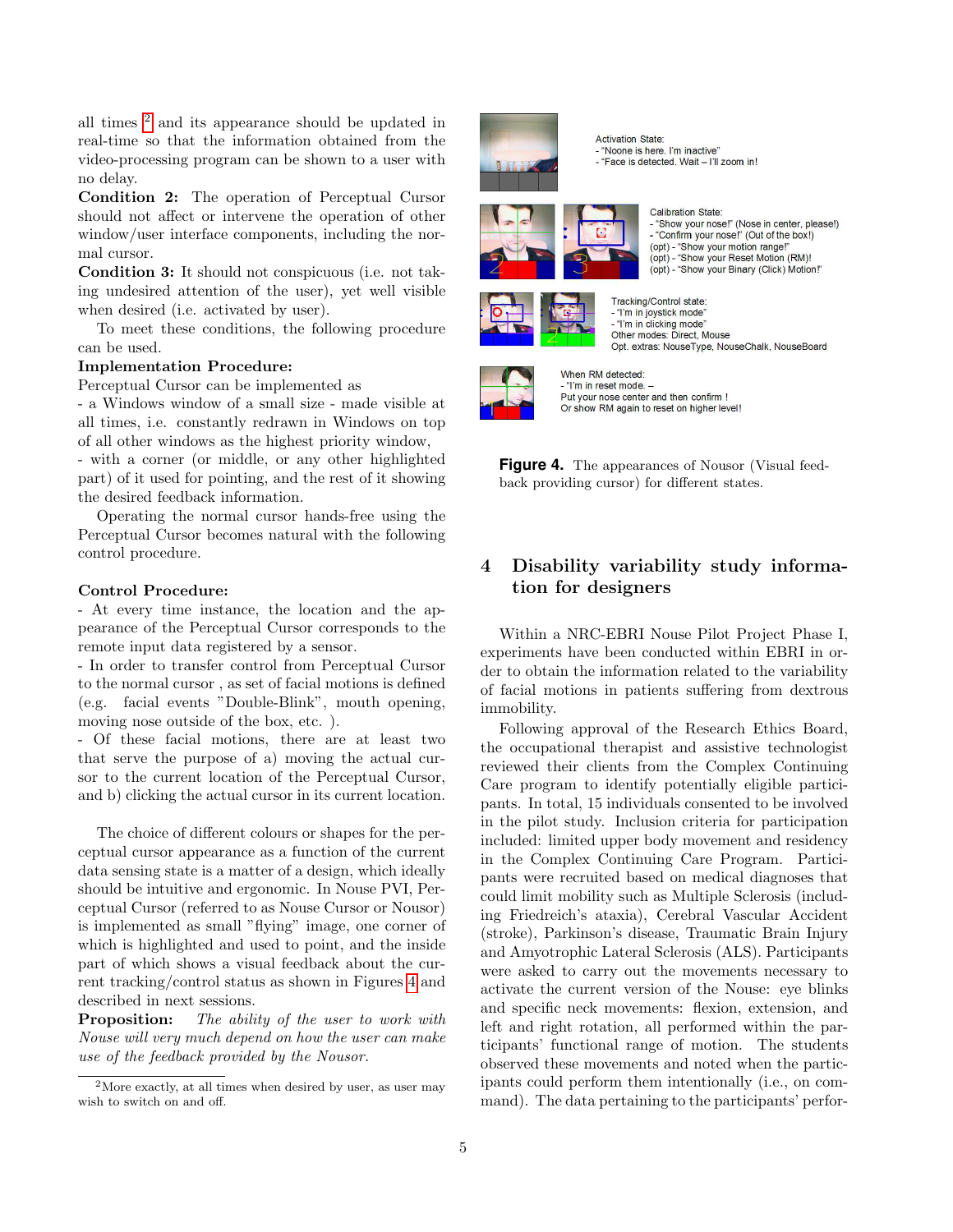all times [2] and its appearance should be updated in real-time so that the information obtained from the video-processing program can be shown to a user with no delay.

**Condition 2:** The operation of Perceptual Cursor should not affect or intervene the operation of other window/user interface components, including the normal cursor.

**Condition 3:** It should not conspicuous (i.e. not taking undesired attention of the user), yet well visible when desired (i.e. activated by user).

To meet these conditions, the following procedure can be used.

**Implementation Procedure:**

Perceptual Cursor can be implemented as

- a Windows window of a small size - made visible at all times, i.e. constantly redrawn in Windows on top of all other windows as the highest priority window,
- with a corner (or middle, or any other highlighted part) of it used for pointing, and the rest of it showing the desired feedback information.

Operating the normal cursor hands-free using the Perceptual Cursor becomes natural with the following control procedure.

**Control Procedure:**

- At every time instance, the location and the appearance of the Perceptual Cursor corresponds to the remote input data registered by a sensor.
- In order to transfer control from Perceptual Cursor to the normal cursor , as set of facial motions is defined (e.g. facial events "Double-Blink", mouth opening, moving nose outside of the box, etc. ).
- Of these facial motions, there are at least two that serve the purpose of a) moving the actual cursor to the current location of the Perceptual Cursor, and b) clicking the actual cursor in its current location.

The choice of different colours or shapes for the perceptual cursor appearance as a function of the current data sensing state is a matter of a design, which ideally should be intuitive and ergonomic. In Nouse PVI, Perceptual Cursor (referred to as Nouse Cursor or Nousor) is implemented as small "flying" image, one corner of which is highlighted and used to point, and the inside part of which shows a visual feedback about the current tracking/control status as shown in Figures 4 and described in next sessions.

**Proposition:** *The ability of the user to work with Nouse will very much depend on how the user can make use of the feedback provided by the Nousor.*

[2] More exactly, at all times when desired by user, as user may wish to switch on and off.

Activation State:
- "Noone is here. I'm inactive"
- "Face is detected. Wait – I'll zoom in!

Calibration State:
- "Show your nose!" (Nose in center, please!)
- "Confirm your nose!" (Out of the box!)
(opt) - "Show your motion range!"
(opt) - "Show your Reset Motion (RM)!
(opt) - "Show your Binary (Click) Motion!"

Tracking/Control state:
- "I'm in joystick mode"
- "I'm in clicking mode"
Other modes: Direct, Mouse
Opt. extras: NouseType, NouseChalk, NouseBoard

When RM detected:
- "I'm in reset mode. –
Put your nose center and then confirm !
Or show RM again to reset on higher level!

**Figure 4.** The appearances of Nousor (Visual feedback providing cursor) for different states.

## 4 Disability variability study information for designers

Within a NRC-EBRI Nouse Pilot Project Phase I, experiments have been conducted within EBRI in order to obtain the information related to the variability of facial motions in patients suffering from dextrous immobility.

Following approval of the Research Ethics Board, the occupational therapist and assistive technologist reviewed their clients from the Complex Continuing Care program to identify potentially eligible participants. In total, 15 individuals consented to be involved in the pilot study. Inclusion criteria for participation included: limited upper body movement and residency in the Complex Continuing Care Program. Participants were recruited based on medical diagnoses that could limit mobility such as Multiple Sclerosis (including Friedreich's ataxia), Cerebral Vascular Accident (stroke), Parkinson's disease, Traumatic Brain Injury and Amyotrophic Lateral Sclerosis (ALS). Participants were asked to carry out the movements necessary to activate the current version of the Nouse: eye blinks and specific neck movements: flexion, extension, and left and right rotation, all performed within the participants' functional range of motion. The students observed these movements and noted when the participants could perform them intentionally (i.e., on command). The data pertaining to the participants' perfor-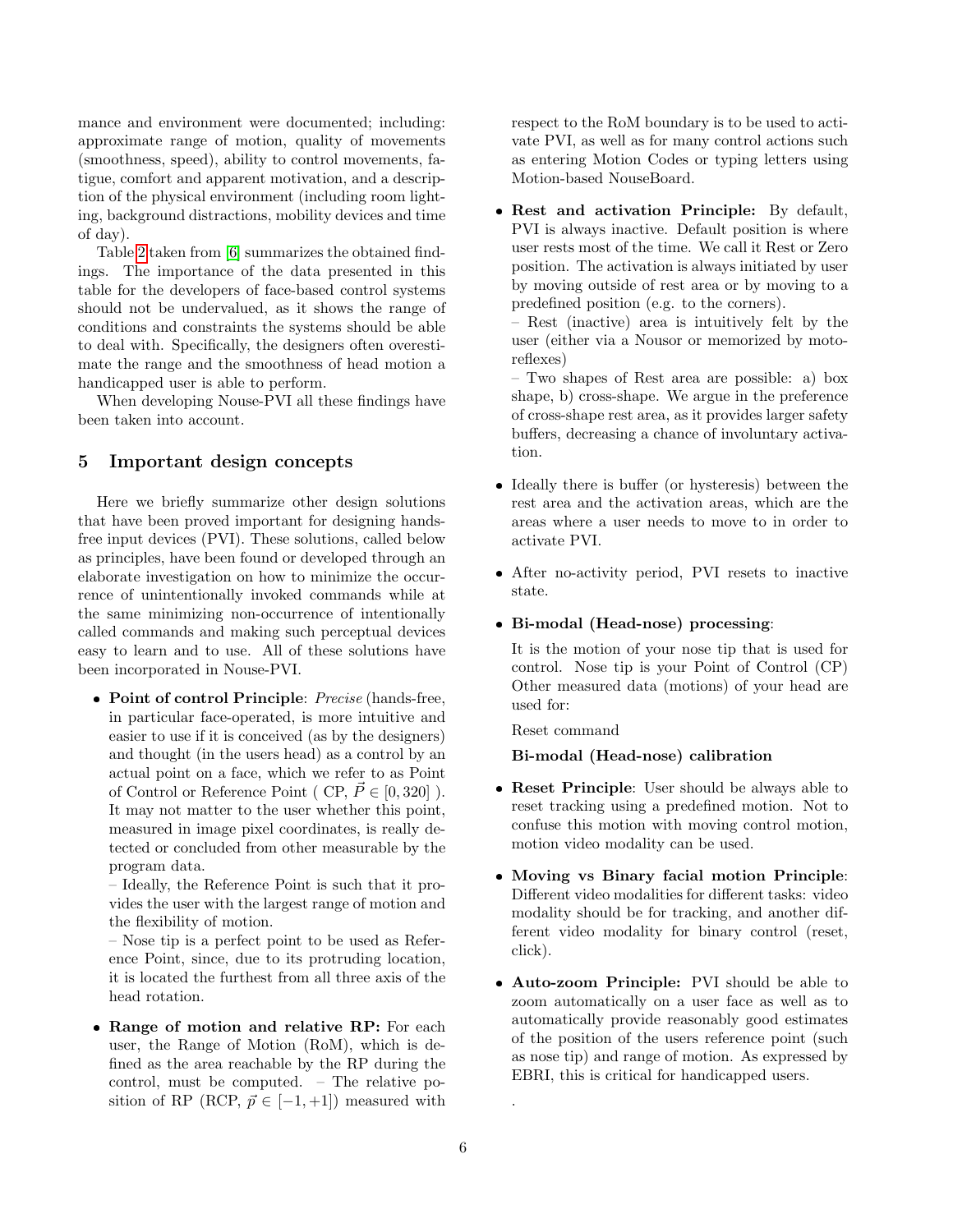mance and environment were documented; including: approximate range of motion, quality of movements (smoothness, speed), ability to control movements, fatigue, comfort and apparent motivation, and a description of the physical environment (including room lighting, background distractions, mobility devices and time of day).

Table 2 taken from [6] summarizes the obtained findings. The importance of the data presented in this table for the developers of face-based control systems should not be undervalued, as it shows the range of conditions and constraints the systems should be able to deal with. Specifically, the designers often overestimate the range and the smoothness of head motion a handicapped user is able to perform.

When developing Nouse-PVI all these findings have been taken into account.

## 5 Important design concepts

Here we briefly summarize other design solutions that have been proved important for designing hands-free input devices (PVI). These solutions, called below as principles, have been found or developed through an elaborate investigation on how to minimize the occurrence of unintentionally invoked commands while at the same minimizing non-occurrence of intentionally called commands and making such perceptual devices easy to learn and to use. All of these solutions have been incorporated in Nouse-PVI.

- **Point of control Principle**: *Precise* (hands-free, in particular face-operated, is more intuitive and easier to use if it is conceived (as by the designers) and thought (in the users head) as a control by an actual point on a face, which we refer to as Point of Control or Reference Point ( CP, $\vec{P} \in [0, 320]$ ). It may not matter to the user whether this point, measured in image pixel coordinates, is really detected or concluded from other measurable by the program data.
  – Ideally, the Reference Point is such that it provides the user with the largest range of motion and the flexibility of motion.
  – Nose tip is a perfect point to be used as Reference Point, since, due to its protruding location, it is located the furthest from all three axis of the head rotation.
- **Range of motion and relative RP:** For each user, the Range of Motion (RoM), which is defined as the area reachable by the RP during the control, must be computed. – The relative position of RP (RCP, $\vec{p} \in [-1, +1]$) measured with respect to the RoM boundary is to be used to activate PVI, as well as for many control actions such as entering Motion Codes or typing letters using Motion-based NouseBoard.
- **Rest and activation Principle:** By default, PVI is always inactive. Default position is where user rests most of the time. We call it Rest or Zero position. The activation is always initiated by user by moving outside of rest area or by moving to a predefined position (e.g. to the corners).
  – Rest (inactive) area is intuitively felt by the user (either via a Nousor or memorized by motoreflexes)
  – Two shapes of Rest area are possible: a) box shape, b) cross-shape. We argue in the preference of cross-shape rest area, as it provides larger safety buffers, decreasing a chance of involuntary activation.
- Ideally there is buffer (or hysteresis) between the rest area and the activation areas, which are the areas where a user needs to move to in order to activate PVI.
- After no-activity period, PVI resets to inactive state.
- **Bi-modal (Head-nose) processing**:

  It is the motion of your nose tip that is used for control. Nose tip is your Point of Control (CP) Other measured data (motions) of your head are used for:

  Reset command

  **Bi-modal (Head-nose) calibration**
- **Reset Principle**: User should be always able to reset tracking using a predefined motion. Not to confuse this motion with moving control motion, motion video modality can be used.
- **Moving vs Binary facial motion Principle**: Different video modalities for different tasks: video modality should be for tracking, and another different video modality for binary control (reset, click).
- **Auto-zoom Principle:** PVI should be able to zoom automatically on a user face as well as to automatically provide reasonably good estimates of the position of the users reference point (such as nose tip) and range of motion. As expressed by EBRI, this is critical for handicapped users.

.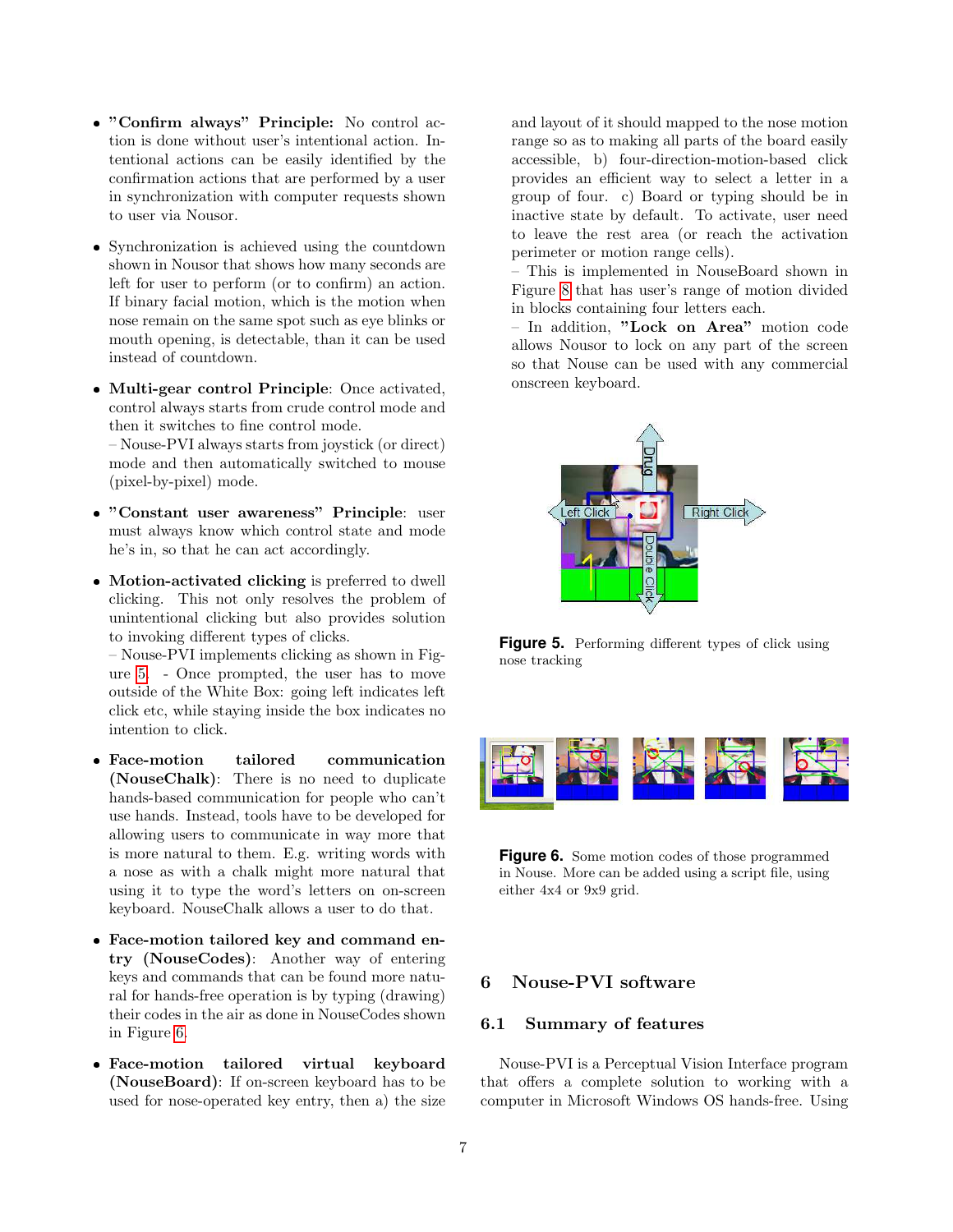- **"Confirm always" Principle:** No control action is done without user's intentional action. Intentional actions can be easily identified by the confirmation actions that are performed by a user in synchronization with computer requests shown to user via Nousor.

- Synchronization is achieved using the countdown shown in Nousor that shows how many seconds are left for user to perform (or to confirm) an action. If binary facial motion, which is the motion when nose remain on the same spot such as eye blinks or mouth opening, is detectable, than it can be used instead of countdown.

- **Multi-gear control Principle**: Once activated, control always starts from crude control mode and then it switches to fine control mode.
  – Nouse-PVI always starts from joystick (or direct) mode and then automatically switched to mouse (pixel-by-pixel) mode.

- **"Constant user awareness" Principle**: user must always know which control state and mode he's in, so that he can act accordingly.

- **Motion-activated clicking** is preferred to dwell clicking. This not only resolves the problem of unintentional clicking but also provides solution to invoking different types of clicks.
  – Nouse-PVI implements clicking as shown in Figure 5. - Once prompted, the user has to move outside of the White Box: going left indicates left click etc, while staying inside the box indicates no intention to click.

- **Face-motion tailored communication (NouseChalk)**: There is no need to duplicate hands-based communication for people who can't use hands. Instead, tools have to be developed for allowing users to communicate in way more that is more natural to them. E.g. writing words with a nose as with a chalk might more natural that using it to type the word's letters on on-screen keyboard. NouseChalk allows a user to do that.

- **Face-motion tailored key and command entry (NouseCodes)**: Another way of entering keys and commands that can be found more natural for hands-free operation is by typing (drawing) their codes in the air as done in NouseCodes shown in Figure 6.

- **Face-motion tailored virtual keyboard (NouseBoard)**: If on-screen keyboard has to be used for nose-operated key entry, then a) the size and layout of it should mapped to the nose motion range so as to making all parts of the board easily accessible, b) four-direction-motion-based click provides an efficient way to select a letter in a group of four. c) Board or typing should be in inactive state by default. To activate, user need to leave the rest area (or reach the activation perimeter or motion range cells).
  – This is implemented in NouseBoard shown in Figure 8 that has user's range of motion divided in blocks containing four letters each.
  – In addition, **"Lock on Area"** motion code allows Nousor to lock on any part of the screen so that Nouse can be used with any commercial onscreen keyboard.

Drug

Left Click

Right Click

Double Click

**Figure 5.** Performing different types of click using nose tracking

**Figure 6.** Some motion codes of those programmed in Nouse. More can be added using a script file, using either 4x4 or 9x9 grid.

## 6 Nouse-PVI software

### 6.1 Summary of features

Nouse-PVI is a Perceptual Vision Interface program that offers a complete solution to working with a computer in Microsoft Windows OS hands-free. Using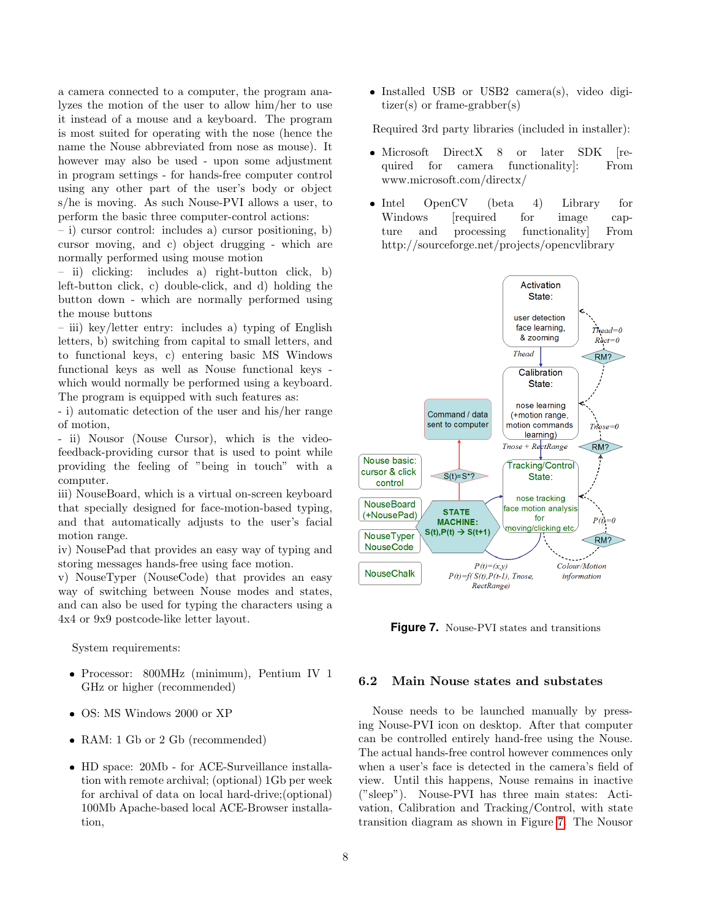a camera connected to a computer, the program analyzes the motion of the user to allow him/her to use it instead of a mouse and a keyboard. The program is most suited for operating with the nose (hence the name the Nouse abbreviated from nose as mouse). It however may also be used - upon some adjustment in program settings - for hands-free computer control using any other part of the user's body or object s/he is moving. As such Nouse-PVI allows a user, to perform the basic three computer-control actions:
– i) cursor control: includes a) cursor positioning, b) cursor moving, and c) object drugging - which are normally performed using mouse motion
– ii) clicking: includes a) right-button click, b) left-button click, c) double-click, and d) holding the button down - which are normally performed using the mouse buttons
– iii) key/letter entry: includes a) typing of English letters, b) switching from capital to small letters, and to functional keys, c) entering basic MS Windows functional keys as well as Nouse functional keys - which would normally be performed using a keyboard.
The program is equipped with such features as:
- i) automatic detection of the user and his/her range of motion,
- ii) Nousor (Nouse Cursor), which is the video-feedback-providing cursor that is used to point while providing the feeling of "being in touch" with a computer.
iii) NouseBoard, which is a virtual on-screen keyboard that specially designed for face-motion-based typing, and that automatically adjusts to the user's facial motion range.
iv) NousePad that provides an easy way of typing and storing messages hands-free using face motion.
v) NouseTyper (NouseCode) that provides an easy way of switching between Nouse modes and states, and can also be used for typing the characters using a 4x4 or 9x9 postcode-like letter layout.

System requirements:

- Processor: 800MHz (minimum), Pentium IV 1 GHz or higher (recommended)
- OS: MS Windows 2000 or XP
- RAM: 1 Gb or 2 Gb (recommended)
- HD space: 20Mb - for ACE-Surveillance installation with remote archival; (optional) 1Gb per week for archival of data on local hard-drive;(optional) 100Mb Apache-based local ACE-Browser installation,
- Installed USB or USB2 camera(s), video digitizer(s) or frame-grabber(s)

Required 3rd party libraries (included in installer):

- Microsoft DirectX 8 or later SDK [required for camera functionality]: From www.microsoft.com/directx/
- Intel OpenCV (beta 4) Library for Windows [required for image capture and processing functionality] From http://sourceforge.net/projects/opencvlibrary

Activation State: user detection face learning, & zooming
Calibration State: nose learning (+motion range, motion commands learning)
Tracking/Control State: nose tracking face motion analysis for moving/clicking etc.
Thead
Thead=0
Rect=0
RM?
Tnose=0
RM?
Tnose + RectRange
P(t)=0
RM?
Colour/Motion information
Command / data sent to computer
S(t)=S*?
STATE MACHINE: S(t),P(t) → S(t+1)
Nouse basic: cursor & click control
NouseBoard (+NousePad)
NouseTyper NouseCode
NouseChalk
P(t)=(x,y)
P(t)=f( S(t),P(t-1), Tnose, RectRange)

**Figure 7.** Nouse-PVI states and transitions

## 6.2 Main Nouse states and substates

Nouse needs to be launched manually by pressing Nouse-PVI icon on desktop. After that computer can be controlled entirely hand-free using the Nouse. The actual hands-free control however commences only when a user's face is detected in the camera's field of view. Until this happens, Nouse remains in inactive ("sleep"). Nouse-PVI has three main states: Activation, Calibration and Tracking/Control, with state transition diagram as shown in Figure 7. The Nousor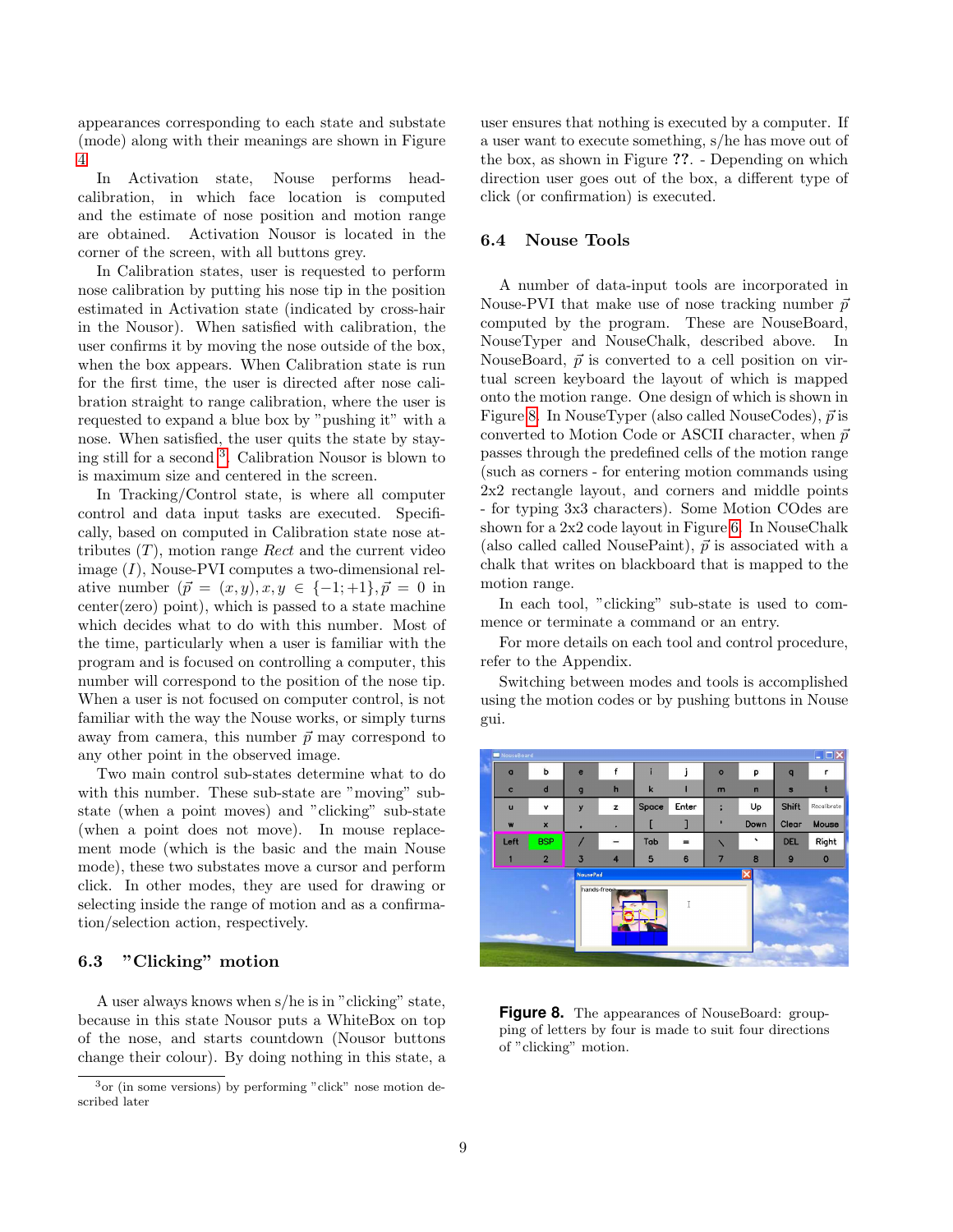appearances corresponding to each state and substate (mode) along with their meanings are shown in Figure 4

In Activation state, Nouse performs head-calibration, in which face location is computed and the estimate of nose position and motion range are obtained. Activation Nousor is located in the corner of the screen, with all buttons grey.

In Calibration states, user is requested to perform nose calibration by putting his nose tip in the position estimated in Activation state (indicated by cross-hair in the Nousor). When satisfied with calibration, the user confirms it by moving the nose outside of the box, when the box appears. When Calibration state is run for the first time, the user is directed after nose calibration straight to range calibration, where the user is requested to expand a blue box by "pushing it" with a nose. When satisfied, the user quits the state by staying still for a second [3]. Calibration Nousor is blown to is maximum size and centered in the screen.

In Tracking/Control state, is where all computer control and data input tasks are executed. Specifically, based on computed in Calibration state nose attributes ($T$), motion range *Rect* and the current video image ($I$), Nouse-PVI computes a two-dimensional relative number ($\vec{p} = (x, y), x, y \in \{-1; +1\}, \vec{p} = 0$ in center(zero) point), which is passed to a state machine which decides what to do with this number. Most of the time, particularly when a user is familiar with the program and is focused on controlling a computer, this number will correspond to the position of the nose tip. When a user is not focused on computer control, is not familiar with the way the Nouse works, or simply turns away from camera, this number $\vec{p}$ may correspond to any other point in the observed image.

Two main control sub-states determine what to do with this number. These sub-state are "moving" sub-state (when a point moves) and "clicking" sub-state (when a point does not move). In mouse replacement mode (which is the basic and the main Nouse mode), these two substates move a cursor and perform click. In other modes, they are used for drawing or selecting inside the range of motion and as a confirmation/selection action, respectively.

### 6.3 "Clicking" motion

A user always knows when s/he is in "clicking" state, because in this state Nousor puts a WhiteBox on top of the nose, and starts countdown (Nousor buttons change their colour). By doing nothing in this state, a user ensures that nothing is executed by a computer. If a user want to execute something, s/he has move out of the box, as shown in Figure ??. - Depending on which direction user goes out of the box, a different type of click (or confirmation) is executed.

[3] or (in some versions) by performing "click" nose motion described later

### 6.4 Nouse Tools

A number of data-input tools are incorporated in Nouse-PVI that make use of nose tracking number $\vec{p}$ computed by the program. These are NouseBoard, NouseTyper and NouseChalk, described above. In NouseBoard, $\vec{p}$ is converted to a cell position on virtual screen keyboard the layout of which is mapped onto the motion range. One design of which is shown in Figure 8. In NouseTyper (also called NouseCodes), $\vec{p}$ is converted to Motion Code or ASCII character, when $\vec{p}$ passes through the predefined cells of the motion range (such as corners - for entering motion commands using 2x2 rectangle layout, and corners and middle points - for typing 3x3 characters). Some Motion COdes are shown for a 2x2 code layout in Figure 6. In NouseChalk (also called called NousePaint), $\vec{p}$ is associated with a chalk that writes on blackboard that is mapped to the motion range.

In each tool, "clicking" sub-state is used to commence or terminate a command or an entry.

For more details on each tool and control procedure, refer to the Appendix.

Switching between modes and tools is accomplished using the motion codes or by pushing buttons in Nouse gui.

**Figure 8.** The appearances of NouseBoard: grouping of letters by four is made to suit four directions of "clicking" motion.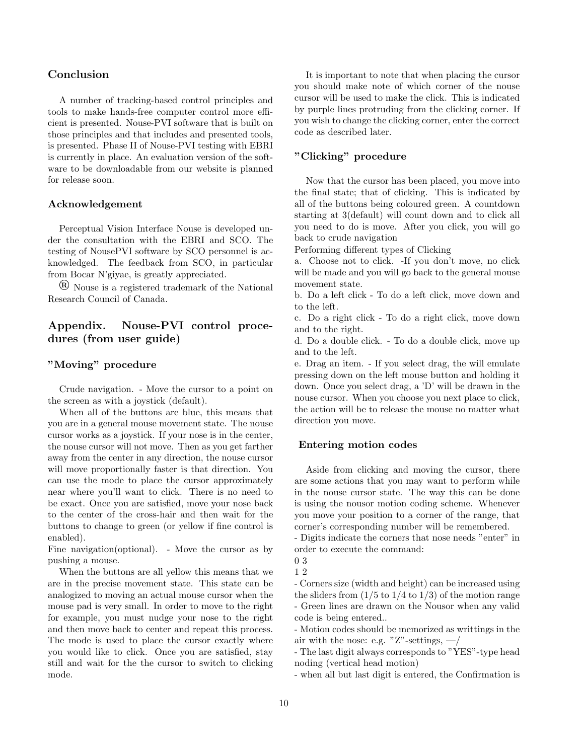## Conclusion

A number of tracking-based control principles and tools to make hands-free computer control more efficient is presented. Nouse-PVI software that is built on those principles and that includes and presented tools, is presented. Phase II of Nouse-PVI testing with EBRI is currently in place. An evaluation version of the software to be downloadable from our website is planned for release soon.

### Acknowledgement

Perceptual Vision Interface Nouse is developed under the consultation with the EBRI and SCO. The testing of NousePVI software by SCO personnel is acknowledged. The feedback from SCO, in particular from Bocar N'giyae, is greatly appreciated.

® Nouse is a registered trademark of the National Research Council of Canada.

## Appendix. Nouse-PVI control procedures (from user guide)

### "Moving" procedure

Crude navigation. - Move the cursor to a point on the screen as with a joystick (default).

When all of the buttons are blue, this means that you are in a general mouse movement state. The nouse cursor works as a joystick. If your nose is in the center, the nouse cursor will not move. Then as you get farther away from the center in any direction, the nouse cursor will move proportionally faster is that direction. You can use the mode to place the cursor approximately near where you'll want to click. There is no need to be exact. Once you are satisfied, move your nose back to the center of the cross-hair and then wait for the buttons to change to green (or yellow if fine control is enabled).

Fine navigation(optional). - Move the cursor as by pushing a mouse.

When the buttons are all yellow this means that we are in the precise movement state. This state can be analogized to moving an actual mouse cursor when the mouse pad is very small. In order to move to the right for example, you must nudge your nose to the right and then move back to center and repeat this process. The mode is used to place the cursor exactly where you would like to click. Once you are satisfied, stay still and wait for the the cursor to switch to clicking mode.

It is important to note that when placing the cursor you should make note of which corner of the nouse cursor will be used to make the click. This is indicated by purple lines protruding from the clicking corner. If you wish to change the clicking corner, enter the correct code as described later.

### "Clicking" procedure

Now that the cursor has been placed, you move into the final state; that of clicking. This is indicated by all of the buttons being coloured green. A countdown starting at 3(default) will count down and to click all you need to do is move. After you click, you will go back to crude navigation

Performing different types of Clicking

a. Choose not to click. -If you don't move, no click will be made and you will go back to the general mouse movement state.

b. Do a left click - To do a left click, move down and to the left.

c. Do a right click - To do a right click, move down and to the right.

d. Do a double click. - To do a double click, move up and to the left.

e. Drag an item. - If you select drag, the will emulate pressing down on the left mouse button and holding it down. Once you select drag, a 'D' will be drawn in the nouse cursor. When you choose you next place to click, the action will be to release the mouse no matter what direction you move.

### Entering motion codes

Aside from clicking and moving the cursor, there are some actions that you may want to perform while in the nouse cursor state. The way this can be done is using the nousor motion coding scheme. Whenever you move your position to a corner of the range, that corner's corresponding number will be remembered.

- Digits indicate the corners that nose needs "enter" in order to execute the command:

0 3

1 2

- Corners size (width and height) can be increased using the sliders from (1/5 to 1/4 to 1/3) of the motion range
- Green lines are drawn on the Nousor when any valid code is being entered..
- Motion codes should be memorized as writtings in the air with the nose: e.g. "Z"-settings, —/
- The last digit always corresponds to "YES"-type head noding (vertical head motion)
- when all but last digit is entered, the Confirmation is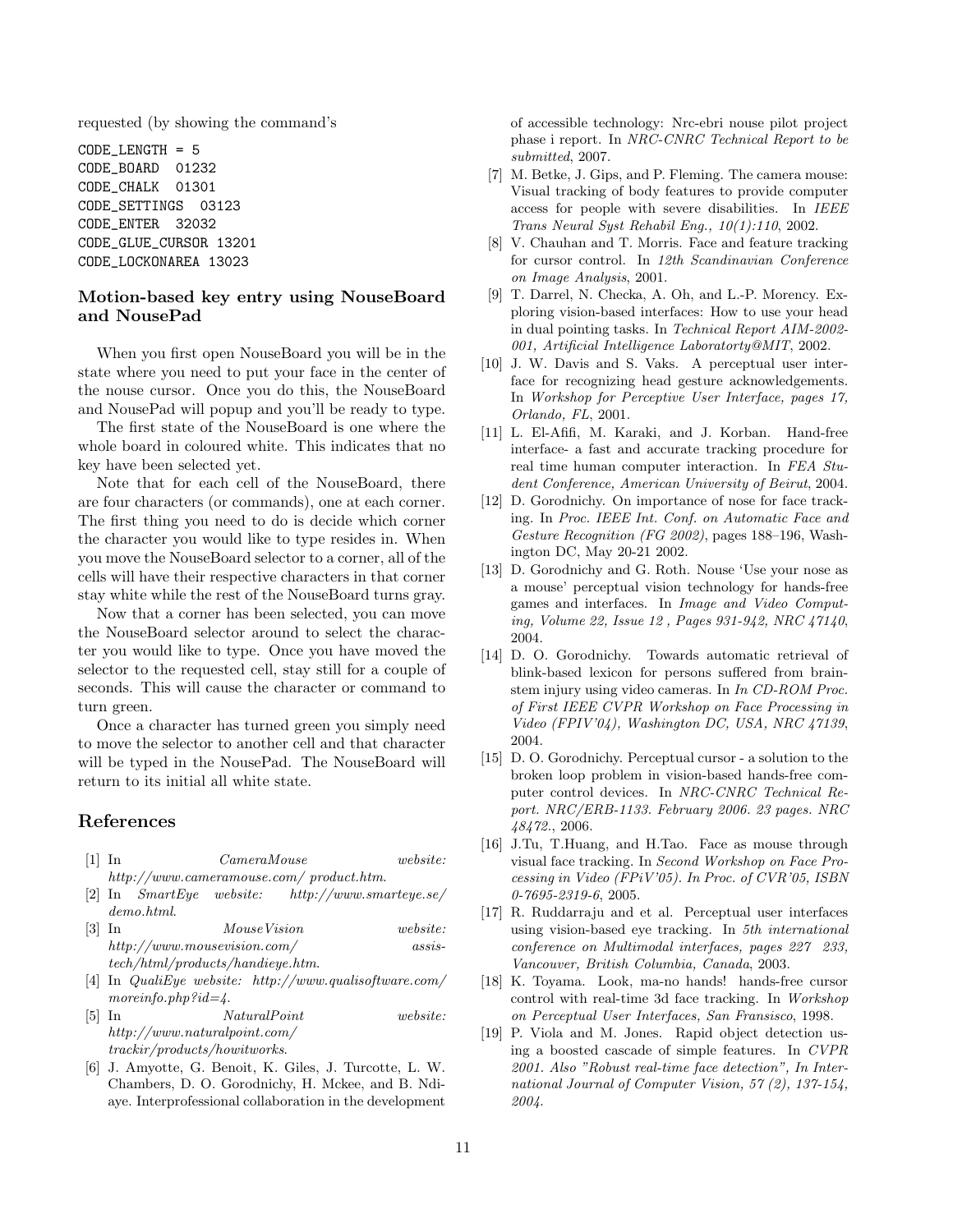requested (by showing the command's

```
CODE_LENGTH = 5
CODE_BOARD  01232
CODE_CHALK  01301
CODE_SETTINGS  03123
CODE_ENTER  32032
CODE_GLUE_CURSOR 13201
CODE_LOCKONAREA 13023
```

### Motion-based key entry using NouseBoard and NousePad

When you first open NouseBoard you will be in the state where you need to put your face in the center of the nouse cursor. Once you do this, the NouseBoard and NousePad will popup and you'll be ready to type.

The first state of the NouseBoard is one where the whole board in coloured white. This indicates that no key have been selected yet.

Note that for each cell of the NouseBoard, there are four characters (or commands), one at each corner. The first thing you need to do is decide which corner the character you would like to type resides in. When you move the NouseBoard selector to a corner, all of the cells will have their respective characters in that corner stay white while the rest of the NouseBoard turns gray.

Now that a corner has been selected, you can move the NouseBoard selector around to select the character you would like to type. Once you have moved the selector to the requested cell, stay still for a couple of seconds. This will cause the character or command to turn green.

Once a character has turned green you simply need to move the selector to another cell and that character will be typed in the NousePad. The NouseBoard will return to its initial all white state.

## References

[1] In *CameraMouse website: http://www.cameramouse.com/ product.htm*.

[2] In *SmartEye website: http://www.smarteye.se/ demo.html*.

[3] In *MouseVision website: http://www.mousevision.com/ assistech/html/products/handieye.htm*.

[4] In *QualiEye website: http://www.qualisoftware.com/ moreinfo.php?id=4*.

[5] In *NaturalPoint website: http://www.naturalpoint.com/ trackir/products/howitworks*.

[6] J. Amyotte, G. Benoit, K. Giles, J. Turcotte, L. W. Chambers, D. O. Gorodnichy, H. Mckee, and B. Ndiaye. Interprofessional collaboration in the development of accessible technology: Nrc-ebri nouse pilot project phase i report. In *NRC-CNRC Technical Report to be submitted*, 2007.

[7] M. Betke, J. Gips, and P. Fleming. The camera mouse: Visual tracking of body features to provide computer access for people with severe disabilities. In *IEEE Trans Neural Syst Rehabil Eng., 10(1):110*, 2002.

[8] V. Chauhan and T. Morris. Face and feature tracking for cursor control. In *12th Scandinavian Conference on Image Analysis*, 2001.

[9] T. Darrel, N. Checka, A. Oh, and L.-P. Morency. Exploring vision-based interfaces: How to use your head in dual pointing tasks. In *Technical Report AIM-2002-001, Artificial Intelligence Laboratorty@MIT*, 2002.

[10] J. W. Davis and S. Vaks. A perceptual user interface for recognizing head gesture acknowledgements. In *Workshop for Perceptive User Interface, pages 17, Orlando, FL*, 2001.

[11] L. El-Afifi, M. Karaki, and J. Korban. Hand-free interface- a fast and accurate tracking procedure for real time human computer interaction. In *FEA Student Conference, American University of Beirut*, 2004.

[12] D. Gorodnichy. On importance of nose for face tracking. In *Proc. IEEE Int. Conf. on Automatic Face and Gesture Recognition (FG 2002)*, pages 188–196, Washington DC, May 20-21 2002.

[13] D. Gorodnichy and G. Roth. Nouse 'Use your nose as a mouse' perceptual vision technology for hands-free games and interfaces. In *Image and Video Computing, Volume 22, Issue 12 , Pages 931-942, NRC 47140*, 2004.

[14] D. O. Gorodnichy. Towards automatic retrieval of blink-based lexicon for persons suffered from brainstem injury using video cameras. In *In CD-ROM Proc. of First IEEE CVPR Workshop on Face Processing in Video (FPIV'04), Washington DC, USA, NRC 47139*, 2004.

[15] D. O. Gorodnichy. Perceptual cursor - a solution to the broken loop problem in vision-based hands-free computer control devices. In *NRC-CNRC Technical Report. NRC/ERB-1133. February 2006. 23 pages. NRC 48472.*, 2006.

[16] J.Tu, T.Huang, and H.Tao. Face as mouse through visual face tracking. In *Second Workshop on Face Processing in Video (FPiV'05). In Proc. of CVR'05, ISBN 0-7695-2319-6*, 2005.

[17] R. Ruddarraju and et al. Perceptual user interfaces using vision-based eye tracking. In *5th international conference on Multimodal interfaces, pages 227 233, Vancouver, British Columbia, Canada*, 2003.

[18] K. Toyama. Look, ma-no hands! hands-free cursor control with real-time 3d face tracking. In *Workshop on Perceptual User Interfaces, San Fransisco*, 1998.

[19] P. Viola and M. Jones. Rapid object detection using a boosted cascade of simple features. In *CVPR 2001. Also "Robust real-time face detection", In International Journal of Computer Vision, 57 (2), 137-154, 2004*.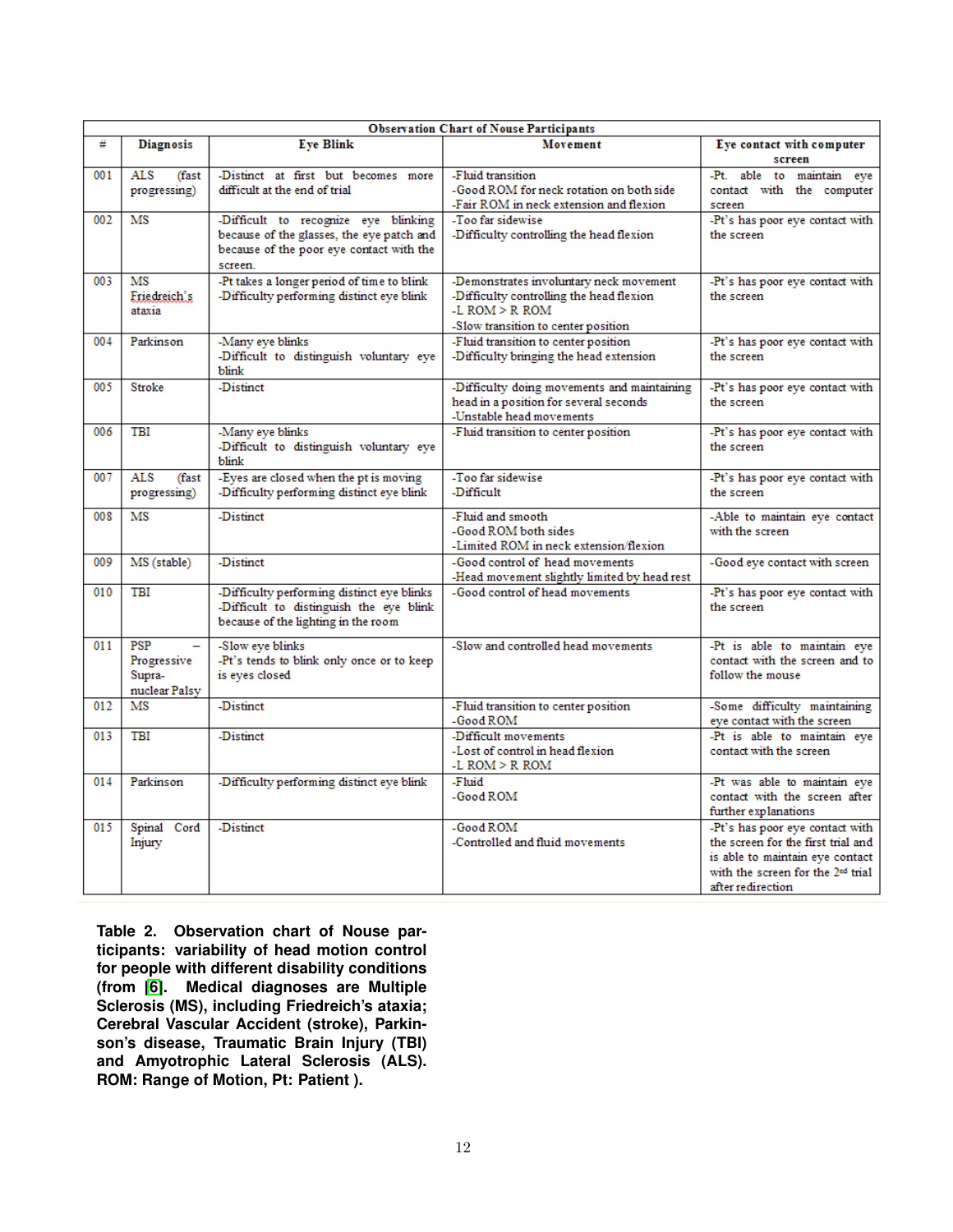| Observation Chart of Nouse Participants | | | | |
|---|---|---|---|---|
| # | Diagnosis | Eye Blink | Movement | Eye contact with computer screen |
| 001 | ALS (fast progressing) | -Distinct at first but becomes more difficult at the end of trial | -Fluid transition<br>-Good ROM for neck rotation on both side<br>-Fair ROM in neck extension and flexion | -Pt. able to maintain eye contact with the computer screen |
| 002 | MS | -Difficult to recognize eye blinking because of the glasses, the eye patch and because of the poor eye contact with the screen. | -Too far sidewise<br>-Difficulty controlling the head flexion | -Pt's has poor eye contact with the screen |
| 003 | MS<br>Friedreich's ataxia | -Pt takes a longer period of time to blink<br>-Difficulty performing distinct eye blink | -Demonstrates involuntary neck movement<br>-Difficulty controlling the head flexion<br>-L ROM > R ROM<br>-Slow transition to center position | -Pt's has poor eye contact with the screen |
| 004 | Parkinson | -Many eye blinks<br>-Difficult to distinguish voluntary eye blink | -Fluid transition to center position<br>-Difficulty bringing the head extension | -Pt's has poor eye contact with the screen |
| 005 | Stroke | -Distinct | -Difficulty doing movements and maintaining head in a position for several seconds<br>-Unstable head movements | -Pt's has poor eye contact with the screen |
| 006 | TBI | -Many eye blinks<br>-Difficult to distinguish voluntary eye blink | -Fluid transition to center position | -Pt's has poor eye contact with the screen |
| 007 | ALS (fast progressing) | -Eyes are closed when the pt is moving<br>-Difficulty performing distinct eye blink | -Too far sidewise<br>-Difficult | -Pt's has poor eye contact with the screen |
| 008 | MS | -Distinct | -Fluid and smooth<br>-Good ROM both sides<br>-Limited ROM in neck extension/flexion | -Able to maintain eye contact with the screen |
| 009 | MS (stable) | -Distinct | -Good control of head movements<br>-Head movement slightly limited by head rest | -Good eye contact with screen |
| 010 | TBI | -Difficulty performing distinct eye blinks<br>-Difficult to distinguish the eye blink because of the lighting in the room | -Good control of head movements | -Pt's has poor eye contact with the screen |
| 011 | PSP – Progressive Supra-nuclear Palsy | -Slow eye blinks<br>-Pt's tends to blink only once or to keep is eyes closed | -Slow and controlled head movements | -Pt is able to maintain eye contact with the screen and to follow the mouse |
| 012 | MS | -Distinct | -Fluid transition to center position<br>-Good ROM | -Some difficulty maintaining eye contact with the screen |
| 013 | TBI | -Distinct | -Difficult movements<br>-Lost of control in head flexion<br>-L ROM > R ROM | -Pt is able to maintain eye contact with the screen |
| 014 | Parkinson | -Difficulty performing distinct eye blink | -Fluid<br>-Good ROM | -Pt was able to maintain eye contact with the screen after further explanations |
| 015 | Spinal Cord Injury | -Distinct | -Good ROM<br>-Controlled and fluid movements | -Pt's has poor eye contact with the screen for the first trial and is able to maintain eye contact with the screen for the 2nd trial after redirection |

**Table 2. Observation chart of Nouse participants: variability of head motion control for people with different disability conditions (from [6]. Medical diagnoses are Multiple Sclerosis (MS), including Friedreich's ataxia; Cerebral Vascular Accident (stroke), Parkinson's disease, Traumatic Brain Injury (TBI) and Amyotrophic Lateral Sclerosis (ALS). ROM: Range of Motion, Pt: Patient ).**